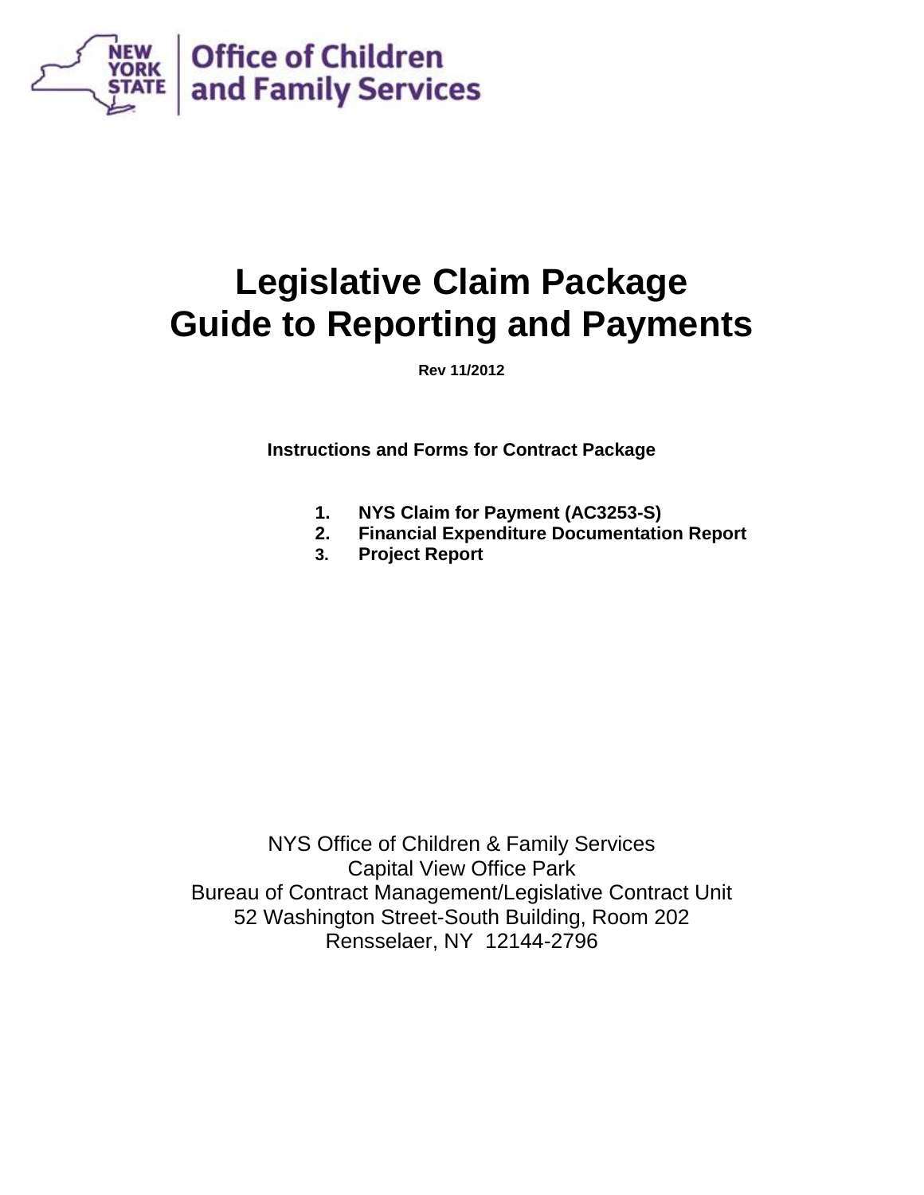NEW YORK STATE | Office of Children and Family Services

# Legislative Claim Package
# Guide to Reporting and Payments

**Rev 11/2012**

**Instructions and Forms for Contract Package**

1. **NYS Claim for Payment (AC3253-S)**
2. **Financial Expenditure Documentation Report**
3. **Project Report**

NYS Office of Children & Family Services
Capital View Office Park
Bureau of Contract Management/Legislative Contract Unit
52 Washington Street-South Building, Room 202
Rensselaer, NY 12144-2796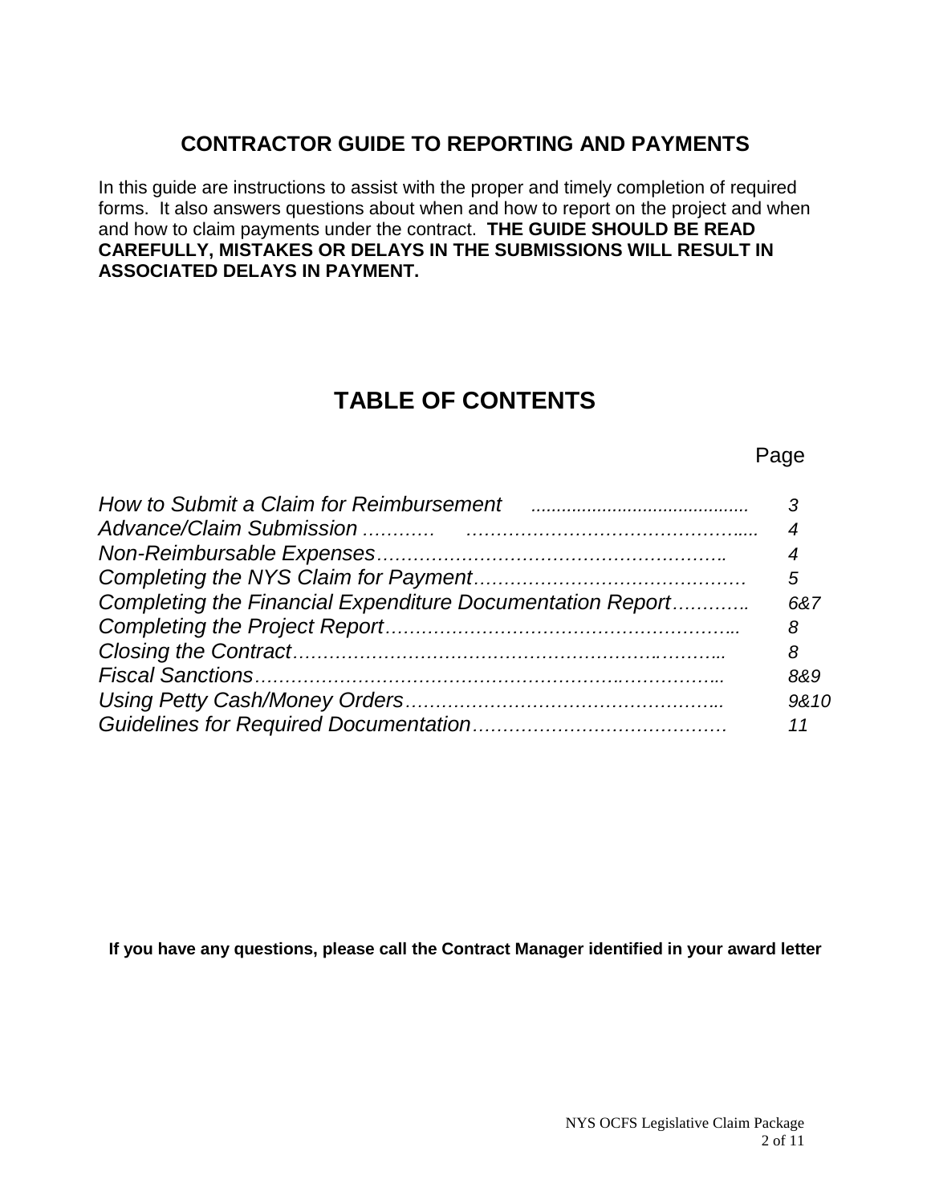## CONTRACTOR GUIDE TO REPORTING AND PAYMENTS

In this guide are instructions to assist with the proper and timely completion of required forms. It also answers questions about when and how to report on the project and when and how to claim payments under the contract. **THE GUIDE SHOULD BE READ CAREFULLY, MISTAKES OR DELAYS IN THE SUBMISSIONS WILL RESULT IN ASSOCIATED DELAYS IN PAYMENT.**

## TABLE OF CONTENTS

| | Page |
|---|---|
| *How to Submit a Claim for Reimbursement* | *3* |
| *Advance/Claim Submission* | *4* |
| *Non-Reimbursable Expenses* | *4* |
| *Completing the NYS Claim for Payment* | *5* |
| *Completing the Financial Expenditure Documentation Report* | *6&7* |
| *Completing the Project Report* | *8* |
| *Closing the Contract* | *8* |
| *Fiscal Sanctions* | *8&9* |
| *Using Petty Cash/Money Orders* | *9&10* |
| *Guidelines for Required Documentation* | *11* |

**If you have any questions, please call the Contract Manager identified in your award letter**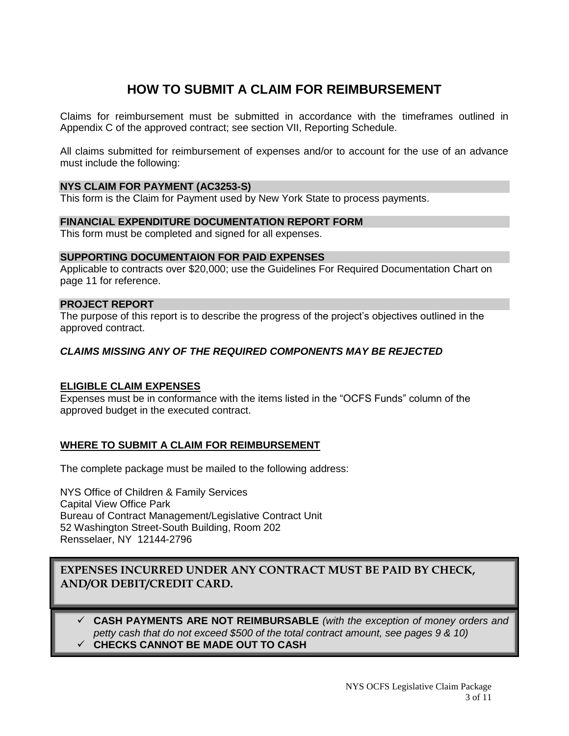# HOW TO SUBMIT A CLAIM FOR REIMBURSEMENT

Claims for reimbursement must be submitted in accordance with the timeframes outlined in Appendix C of the approved contract; see section VII, Reporting Schedule.

All claims submitted for reimbursement of expenses and/or to account for the use of an advance must include the following:

**NYS CLAIM FOR PAYMENT (AC3253-S)**

This form is the Claim for Payment used by New York State to process payments.

**FINANCIAL EXPENDITURE DOCUMENTATION REPORT FORM**

This form must be completed and signed for all expenses.

**SUPPORTING DOCUMENTAION FOR PAID EXPENSES**

Applicable to contracts over $20,000; use the Guidelines For Required Documentation Chart on page 11 for reference.

**PROJECT REPORT**

The purpose of this report is to describe the progress of the project's objectives outlined in the approved contract.

***CLAIMS MISSING ANY OF THE REQUIRED COMPONENTS MAY BE REJECTED***

**ELIGIBLE CLAIM EXPENSES**

Expenses must be in conformance with the items listed in the "OCFS Funds" column of the approved budget in the executed contract.

**WHERE TO SUBMIT A CLAIM FOR REIMBURSEMENT**

The complete package must be mailed to the following address:

NYS Office of Children & Family Services
Capital View Office Park
Bureau of Contract Management/Legislative Contract Unit
52 Washington Street-South Building, Room 202
Rensselaer, NY 12144-2796

**EXPENSES INCURRED UNDER ANY CONTRACT MUST BE PAID BY CHECK, AND/OR DEBIT/CREDIT CARD.**

- ✓ **CASH PAYMENTS ARE NOT REIMBURSABLE** *(with the exception of money orders and petty cash that do not exceed $500 of the total contract amount, see pages 9 & 10)*
- ✓ **CHECKS CANNOT BE MADE OUT TO CASH**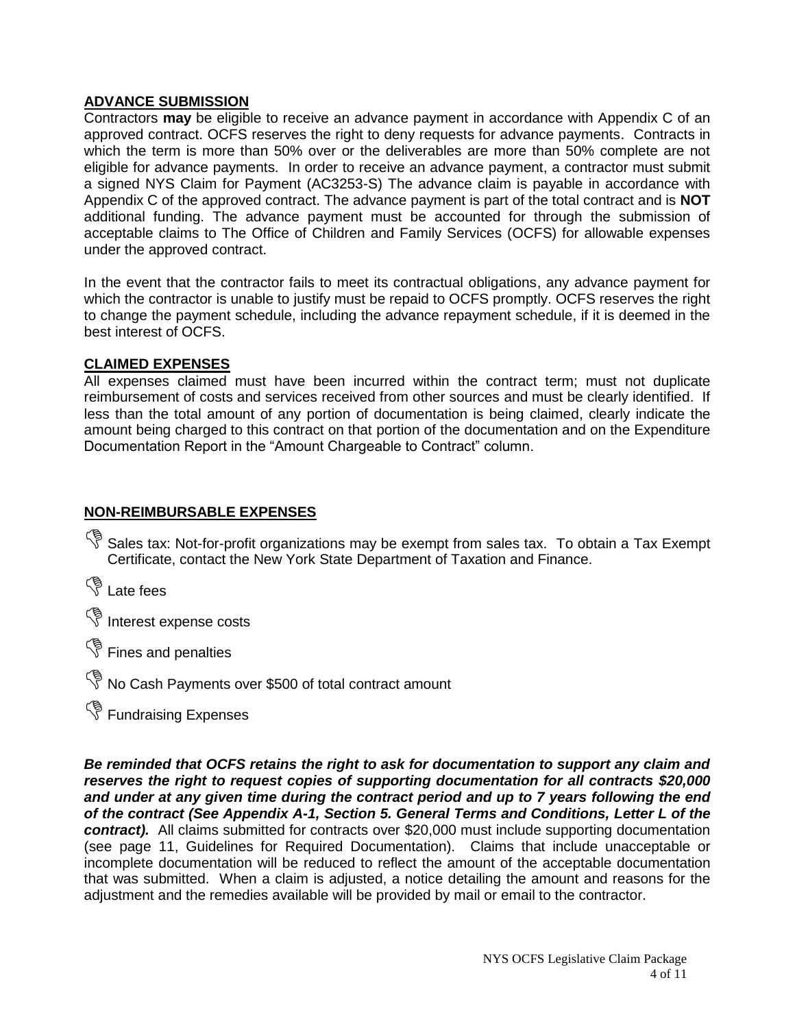## ADVANCE SUBMISSION

Contractors **may** be eligible to receive an advance payment in accordance with Appendix C of an approved contract. OCFS reserves the right to deny requests for advance payments. Contracts in which the term is more than 50% over or the deliverables are more than 50% complete are not eligible for advance payments. In order to receive an advance payment, a contractor must submit a signed NYS Claim for Payment (AC3253-S) The advance claim is payable in accordance with Appendix C of the approved contract. The advance payment is part of the total contract and is **NOT** additional funding. The advance payment must be accounted for through the submission of acceptable claims to The Office of Children and Family Services (OCFS) for allowable expenses under the approved contract.

In the event that the contractor fails to meet its contractual obligations, any advance payment for which the contractor is unable to justify must be repaid to OCFS promptly. OCFS reserves the right to change the payment schedule, including the advance repayment schedule, if it is deemed in the best interest of OCFS.

## CLAIMED EXPENSES

All expenses claimed must have been incurred within the contract term; must not duplicate reimbursement of costs and services received from other sources and must be clearly identified. If less than the total amount of any portion of documentation is being claimed, clearly indicate the amount being charged to this contract on that portion of the documentation and on the Expenditure Documentation Report in the "Amount Chargeable to Contract" column.

## NON-REIMBURSABLE EXPENSES

- Sales tax: Not-for-profit organizations may be exempt from sales tax. To obtain a Tax Exempt Certificate, contact the New York State Department of Taxation and Finance.
- Late fees
- Interest expense costs
- Fines and penalties
- No Cash Payments over $500 of total contract amount
- Fundraising Expenses

***Be reminded that OCFS retains the right to ask for documentation to support any claim and reserves the right to request copies of supporting documentation for all contracts $20,000 and under at any given time during the contract period and up to 7 years following the end of the contract (See Appendix A-1, Section 5. General Terms and Conditions, Letter L of the contract).*** All claims submitted for contracts over $20,000 must include supporting documentation (see page 11, Guidelines for Required Documentation). Claims that include unacceptable or incomplete documentation will be reduced to reflect the amount of the acceptable documentation that was submitted. When a claim is adjusted, a notice detailing the amount and reasons for the adjustment and the remedies available will be provided by mail or email to the contractor.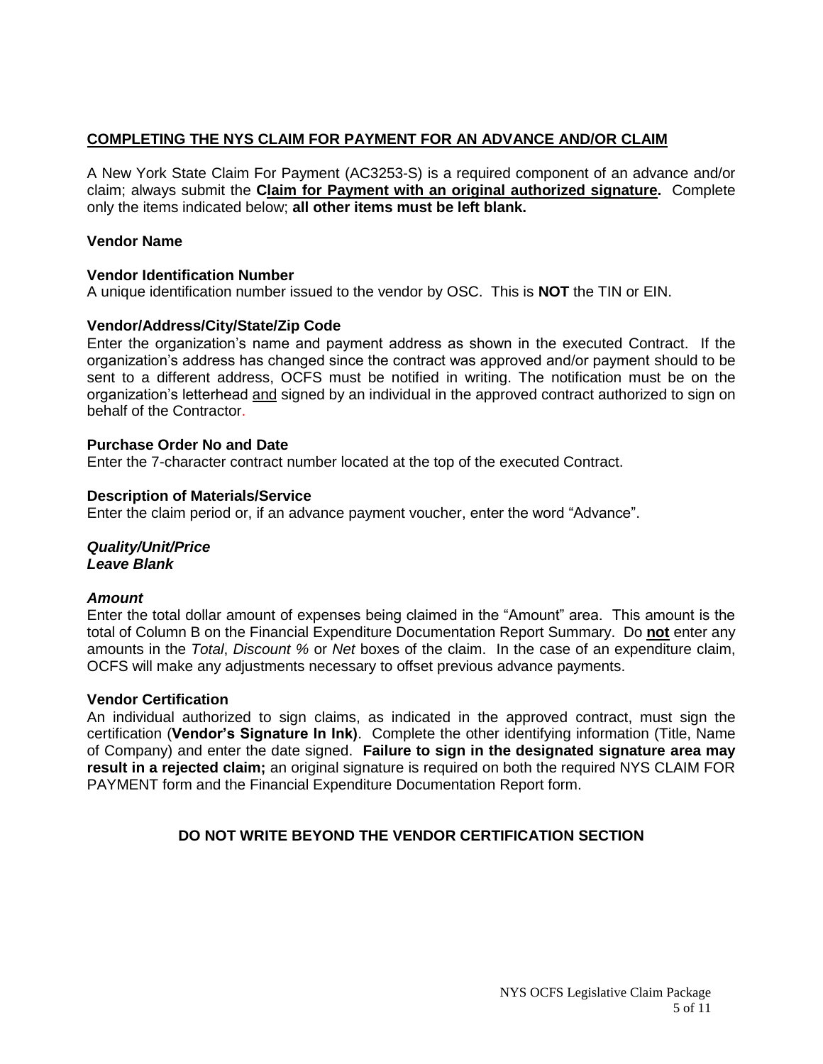## COMPLETING THE NYS CLAIM FOR PAYMENT FOR AN ADVANCE AND/OR CLAIM

A New York State Claim For Payment (AC3253-S) is a required component of an advance and/or claim; always submit the **Claim for Payment with an original authorized signature.** Complete only the items indicated below; **all other items must be left blank.**

**Vendor Name**

**Vendor Identification Number**
A unique identification number issued to the vendor by OSC. This is **NOT** the TIN or EIN.

**Vendor/Address/City/State/Zip Code**
Enter the organization's name and payment address as shown in the executed Contract. If the organization's address has changed since the contract was approved and/or payment should to be sent to a different address, OCFS must be notified in writing. The notification must be on the organization's letterhead and signed by an individual in the approved contract authorized to sign on behalf of the Contractor.

**Purchase Order No and Date**
Enter the 7-character contract number located at the top of the executed Contract.

**Description of Materials/Service**
Enter the claim period or, if an advance payment voucher, enter the word "Advance".

***Quality/Unit/Price***
***Leave Blank***

***Amount***
Enter the total dollar amount of expenses being claimed in the "Amount" area. This amount is the total of Column B on the Financial Expenditure Documentation Report Summary. Do **not** enter any amounts in the *Total*, *Discount %* or *Net* boxes of the claim. In the case of an expenditure claim, OCFS will make any adjustments necessary to offset previous advance payments.

**Vendor Certification**
An individual authorized to sign claims, as indicated in the approved contract, must sign the certification (**Vendor's Signature In Ink)**. Complete the other identifying information (Title, Name of Company) and enter the date signed. **Failure to sign in the designated signature area may result in a rejected claim;** an original signature is required on both the required NYS CLAIM FOR PAYMENT form and the Financial Expenditure Documentation Report form.

**DO NOT WRITE BEYOND THE VENDOR CERTIFICATION SECTION**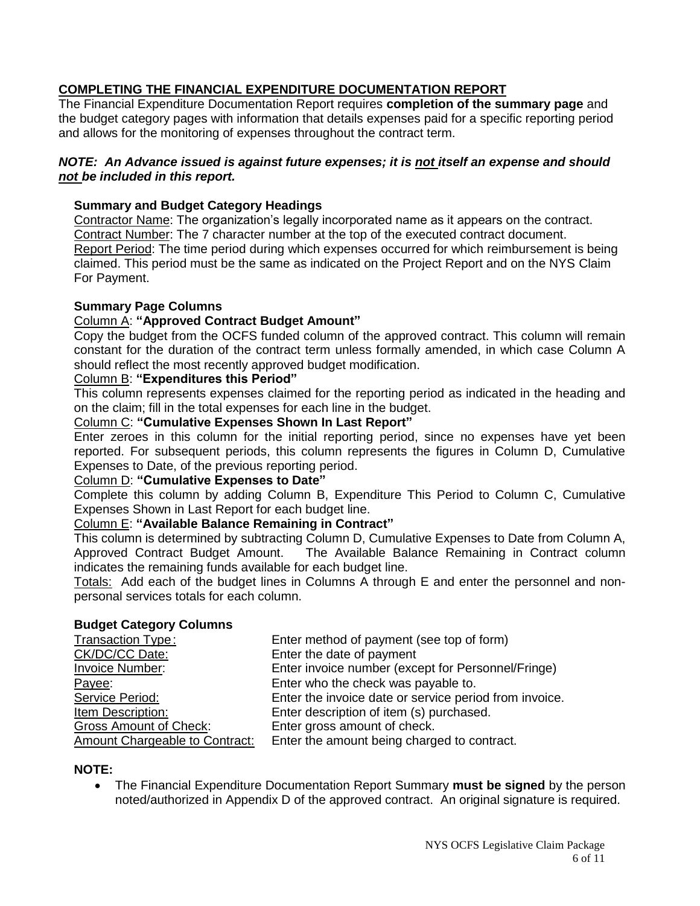## COMPLETING THE FINANCIAL EXPENDITURE DOCUMENTATION REPORT

The Financial Expenditure Documentation Report requires **completion of the summary page** and the budget category pages with information that details expenses paid for a specific reporting period and allows for the monitoring of expenses throughout the contract term.

***NOTE: An Advance issued is against future expenses; it is <u>not</u> itself an expense and should <u>not</u> be included in this report.***

### Summary and Budget Category Headings

<u>Contractor Name</u>: The organization's legally incorporated name as it appears on the contract.
<u>Contract Number</u>: The 7 character number at the top of the executed contract document.
<u>Report Period</u>: The time period during which expenses occurred for which reimbursement is being claimed. This period must be the same as indicated on the Project Report and on the NYS Claim For Payment.

### Summary Page Columns

<u>Column A</u>: **"Approved Contract Budget Amount"**
Copy the budget from the OCFS funded column of the approved contract. This column will remain constant for the duration of the contract term unless formally amended, in which case Column A should reflect the most recently approved budget modification.

<u>Column B</u>: **"Expenditures this Period"**
This column represents expenses claimed for the reporting period as indicated in the heading and on the claim; fill in the total expenses for each line in the budget.

<u>Column C</u>: **"Cumulative Expenses Shown In Last Report"**
Enter zeroes in this column for the initial reporting period, since no expenses have yet been reported. For subsequent periods, this column represents the figures in Column D, Cumulative Expenses to Date, of the previous reporting period.

<u>Column D</u>: **"Cumulative Expenses to Date"**
Complete this column by adding Column B, Expenditure This Period to Column C, Cumulative Expenses Shown in Last Report for each budget line.

<u>Column E</u>: **"Available Balance Remaining in Contract"**
This column is determined by subtracting Column D, Cumulative Expenses to Date from Column A, Approved Contract Budget Amount. The Available Balance Remaining in Contract column indicates the remaining funds available for each budget line.

<u>Totals:</u> Add each of the budget lines in Columns A through E and enter the personnel and non-personal services totals for each column.

### Budget Category Columns

| | |
|---|---|
| <u>Transaction Type</u>: | Enter method of payment (see top of form) |
| <u>CK/DC/CC Date:</u> | Enter the date of payment |
| <u>Invoice Number</u>: | Enter invoice number (except for Personnel/Fringe) |
| <u>Payee</u>: | Enter who the check was payable to. |
| <u>Service Period:</u> | Enter the invoice date or service period from invoice. |
| <u>Item Description:</u> | Enter description of item (s) purchased. |
| <u>Gross Amount of Check</u>: | Enter gross amount of check. |
| <u>Amount Chargeable to Contract:</u> | Enter the amount being charged to contract. |

**NOTE:**

- The Financial Expenditure Documentation Report Summary **must be signed** by the person noted/authorized in Appendix D of the approved contract. An original signature is required.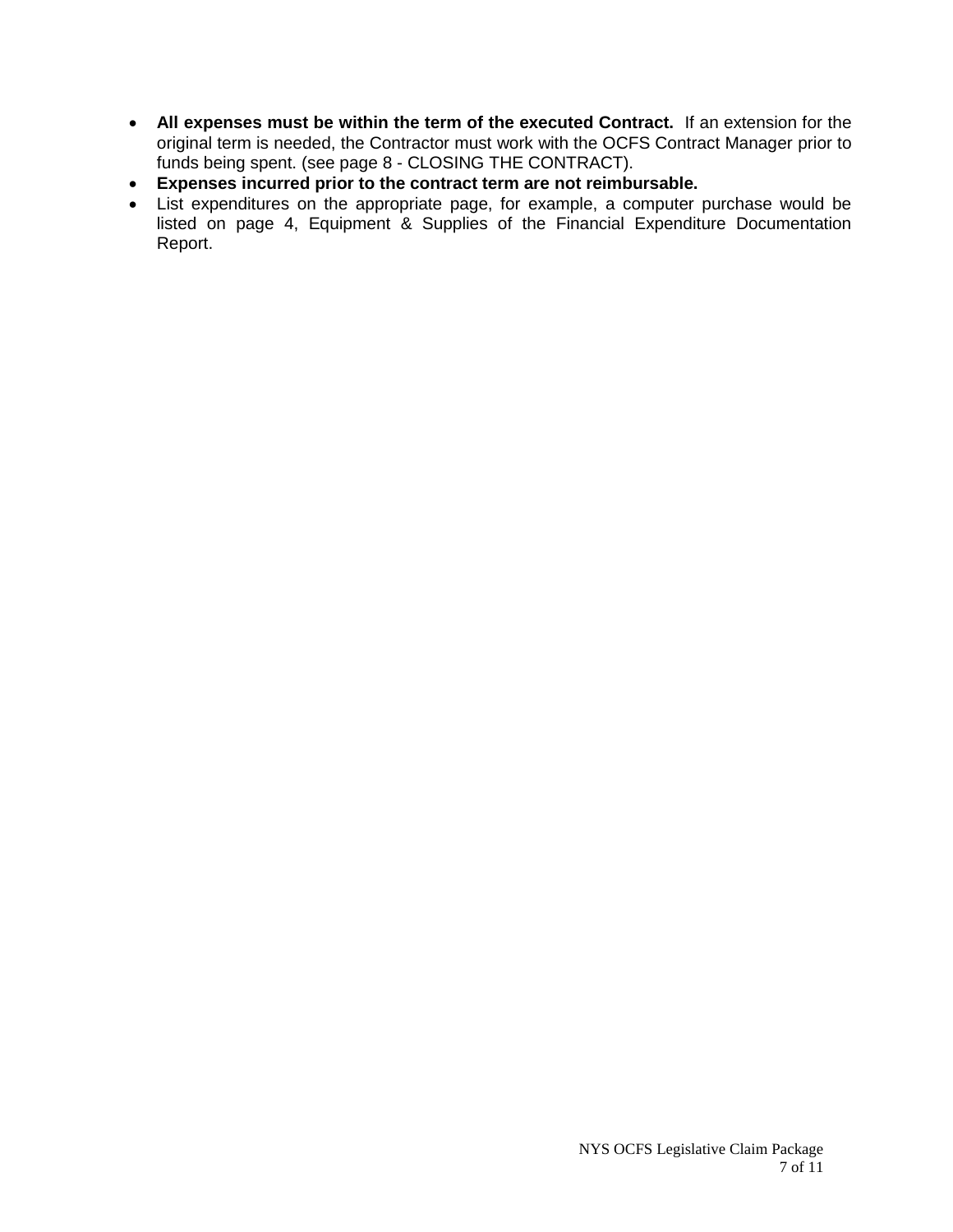- **All expenses must be within the term of the executed Contract.** If an extension for the original term is needed, the Contractor must work with the OCFS Contract Manager prior to funds being spent. (see page 8 - CLOSING THE CONTRACT).
- **Expenses incurred prior to the contract term are not reimbursable.**
- List expenditures on the appropriate page, for example, a computer purchase would be listed on page 4, Equipment & Supplies of the Financial Expenditure Documentation Report.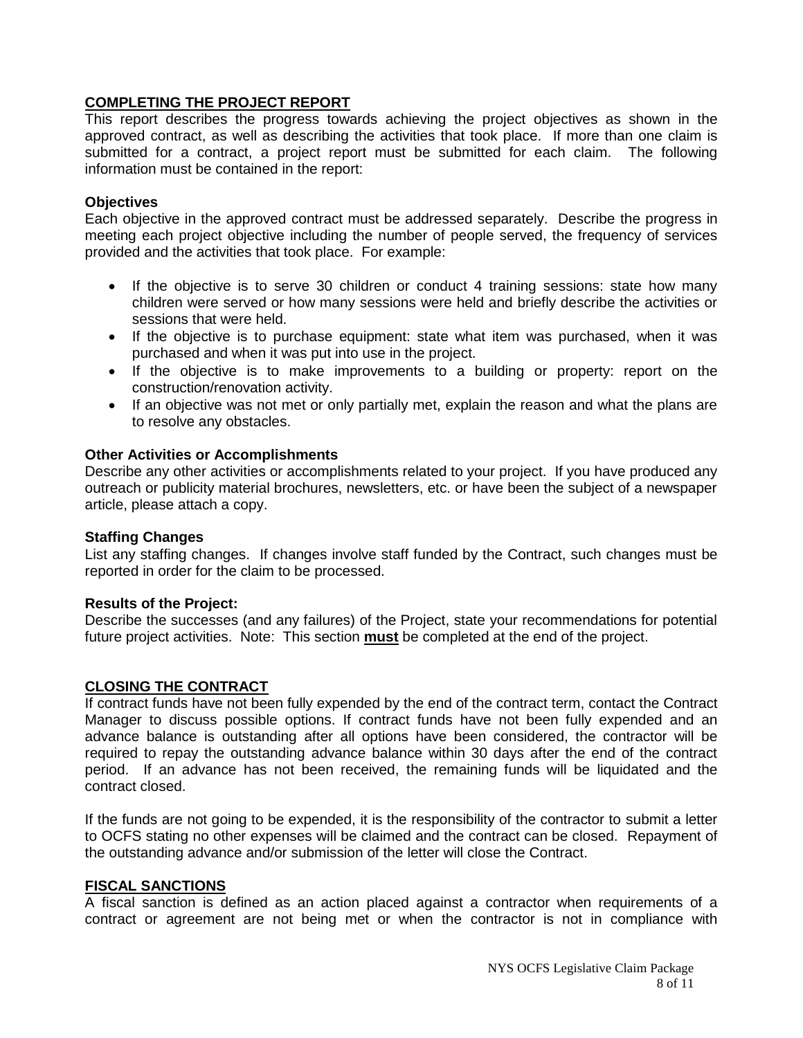## COMPLETING THE PROJECT REPORT

This report describes the progress towards achieving the project objectives as shown in the approved contract, as well as describing the activities that took place. If more than one claim is submitted for a contract, a project report must be submitted for each claim. The following information must be contained in the report:

### Objectives

Each objective in the approved contract must be addressed separately. Describe the progress in meeting each project objective including the number of people served, the frequency of services provided and the activities that took place. For example:

- If the objective is to serve 30 children or conduct 4 training sessions: state how many children were served or how many sessions were held and briefly describe the activities or sessions that were held.
- If the objective is to purchase equipment: state what item was purchased, when it was purchased and when it was put into use in the project.
- If the objective is to make improvements to a building or property: report on the construction/renovation activity.
- If an objective was not met or only partially met, explain the reason and what the plans are to resolve any obstacles.

### Other Activities or Accomplishments

Describe any other activities or accomplishments related to your project. If you have produced any outreach or publicity material brochures, newsletters, etc. or have been the subject of a newspaper article, please attach a copy.

### Staffing Changes

List any staffing changes. If changes involve staff funded by the Contract, such changes must be reported in order for the claim to be processed.

### Results of the Project:

Describe the successes (and any failures) of the Project, state your recommendations for potential future project activities. Note: This section **must** be completed at the end of the project.

## CLOSING THE CONTRACT

If contract funds have not been fully expended by the end of the contract term, contact the Contract Manager to discuss possible options. If contract funds have not been fully expended and an advance balance is outstanding after all options have been considered, the contractor will be required to repay the outstanding advance balance within 30 days after the end of the contract period. If an advance has not been received, the remaining funds will be liquidated and the contract closed.

If the funds are not going to be expended, it is the responsibility of the contractor to submit a letter to OCFS stating no other expenses will be claimed and the contract can be closed. Repayment of the outstanding advance and/or submission of the letter will close the Contract.

## FISCAL SANCTIONS

A fiscal sanction is defined as an action placed against a contractor when requirements of a contract or agreement are not being met or when the contractor is not in compliance with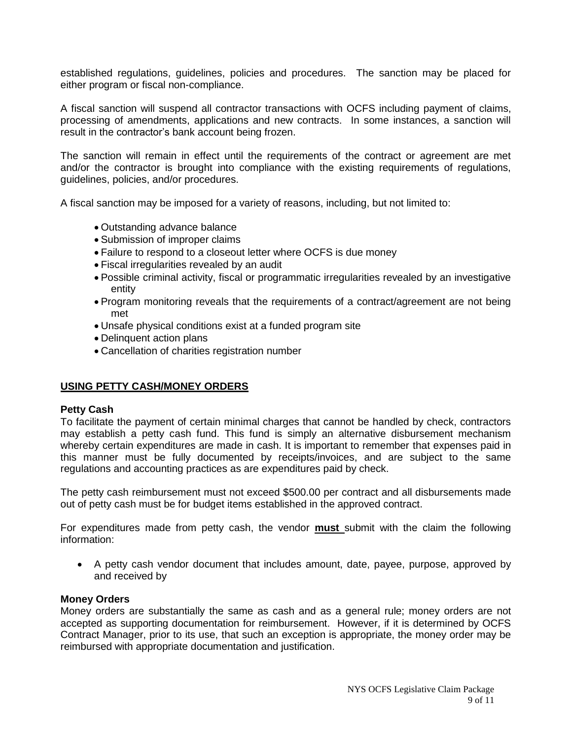established regulations, guidelines, policies and procedures. The sanction may be placed for either program or fiscal non-compliance.

A fiscal sanction will suspend all contractor transactions with OCFS including payment of claims, processing of amendments, applications and new contracts. In some instances, a sanction will result in the contractor's bank account being frozen.

The sanction will remain in effect until the requirements of the contract or agreement are met and/or the contractor is brought into compliance with the existing requirements of regulations, guidelines, policies, and/or procedures.

A fiscal sanction may be imposed for a variety of reasons, including, but not limited to:

- Outstanding advance balance
- Submission of improper claims
- Failure to respond to a closeout letter where OCFS is due money
- Fiscal irregularities revealed by an audit
- Possible criminal activity, fiscal or programmatic irregularities revealed by an investigative entity
- Program monitoring reveals that the requirements of a contract/agreement are not being met
- Unsafe physical conditions exist at a funded program site
- Delinquent action plans
- Cancellation of charities registration number

## USING PETTY CASH/MONEY ORDERS

### Petty Cash

To facilitate the payment of certain minimal charges that cannot be handled by check, contractors may establish a petty cash fund. This fund is simply an alternative disbursement mechanism whereby certain expenditures are made in cash. It is important to remember that expenses paid in this manner must be fully documented by receipts/invoices, and are subject to the same regulations and accounting practices as are expenditures paid by check.

The petty cash reimbursement must not exceed $500.00 per contract and all disbursements made out of petty cash must be for budget items established in the approved contract.

For expenditures made from petty cash, the vendor **must** submit with the claim the following information:

- A petty cash vendor document that includes amount, date, payee, purpose, approved by and received by

### Money Orders

Money orders are substantially the same as cash and as a general rule; money orders are not accepted as supporting documentation for reimbursement. However, if it is determined by OCFS Contract Manager, prior to its use, that such an exception is appropriate, the money order may be reimbursed with appropriate documentation and justification.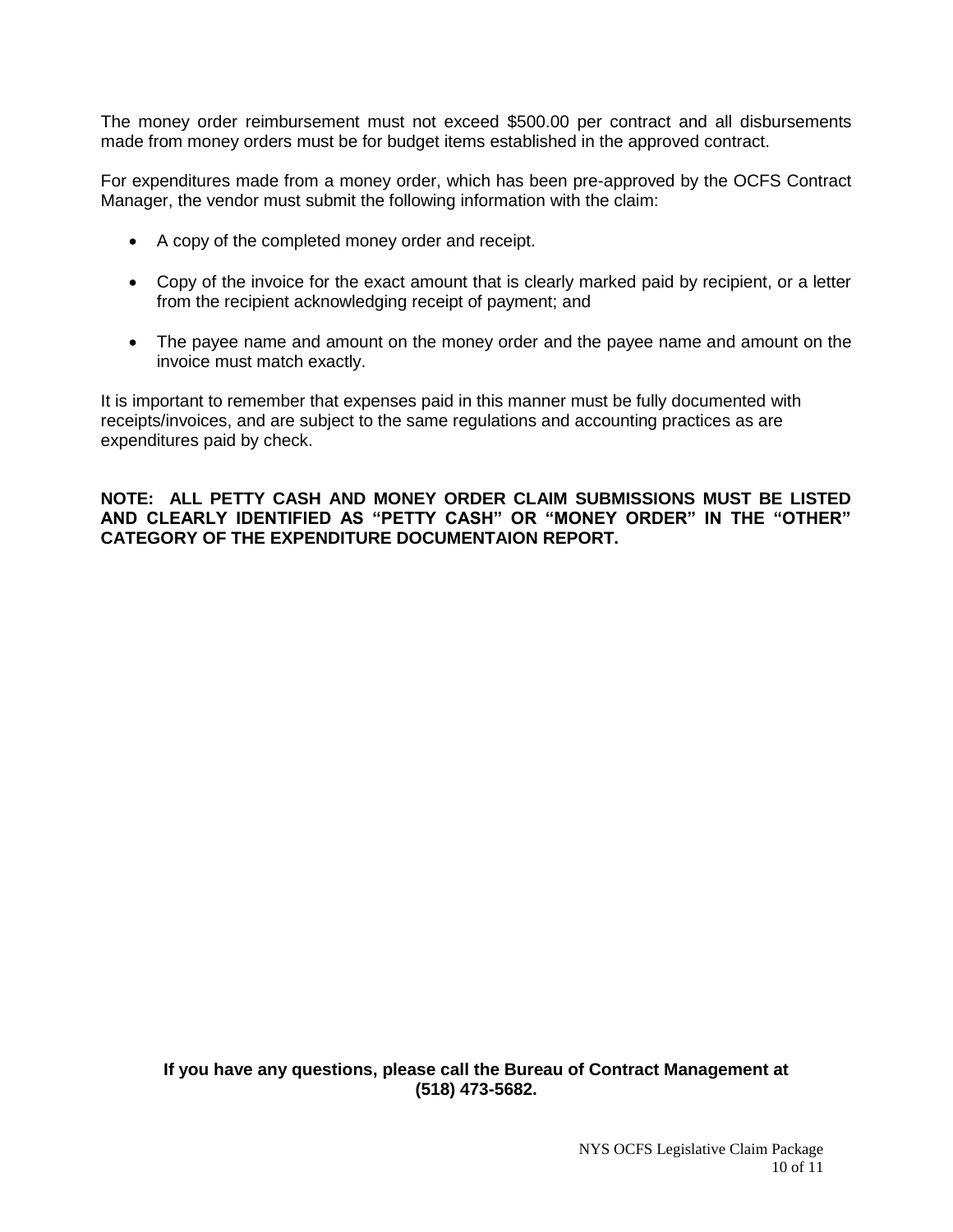The money order reimbursement must not exceed $500.00 per contract and all disbursements made from money orders must be for budget items established in the approved contract.

For expenditures made from a money order, which has been pre-approved by the OCFS Contract Manager, the vendor must submit the following information with the claim:

- A copy of the completed money order and receipt.
- Copy of the invoice for the exact amount that is clearly marked paid by recipient, or a letter from the recipient acknowledging receipt of payment; and
- The payee name and amount on the money order and the payee name and amount on the invoice must match exactly.

It is important to remember that expenses paid in this manner must be fully documented with receipts/invoices, and are subject to the same regulations and accounting practices as are expenditures paid by check.

**NOTE: ALL PETTY CASH AND MONEY ORDER CLAIM SUBMISSIONS MUST BE LISTED AND CLEARLY IDENTIFIED AS "PETTY CASH" OR "MONEY ORDER" IN THE "OTHER" CATEGORY OF THE EXPENDITURE DOCUMENTAION REPORT.**

**If you have any questions, please call the Bureau of Contract Management at (518) 473-5682.**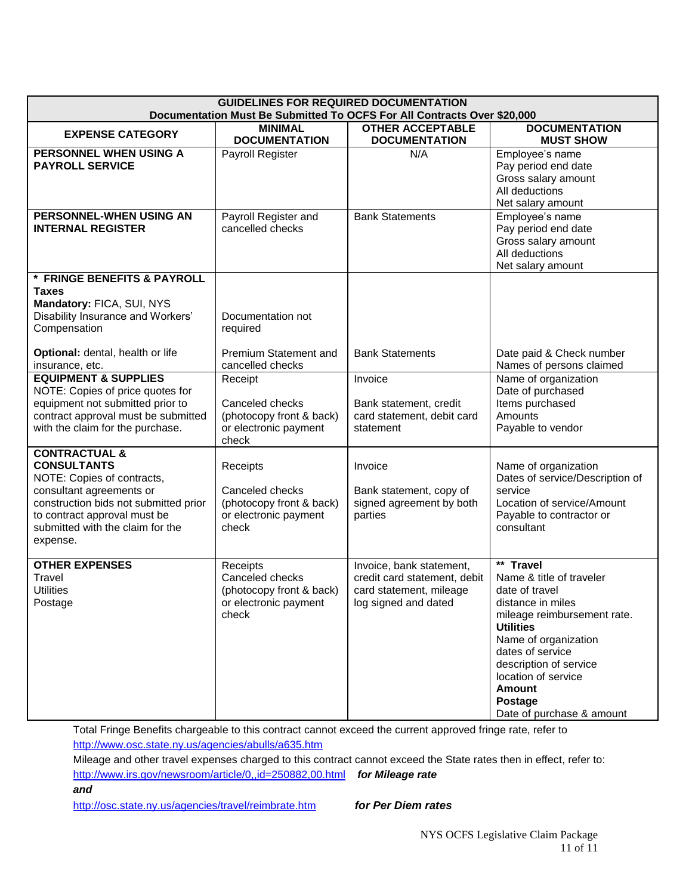| GUIDELINES FOR REQUIRED DOCUMENTATION<br>Documentation Must Be Submitted To OCFS For All Contracts Over $20,000 | | | |
|---|---|---|---|
| **EXPENSE CATEGORY** | **MINIMAL DOCUMENTATION** | **OTHER ACCEPTABLE DOCUMENTATION** | **DOCUMENTATION MUST SHOW** |
| **PERSONNEL WHEN USING A PAYROLL SERVICE** | Payroll Register | N/A | Employee's name<br>Pay period end date<br>Gross salary amount<br>All deductions<br>Net salary amount |
| **PERSONNEL-WHEN USING AN INTERNAL REGISTER** | Payroll Register and cancelled checks | Bank Statements | Employee's name<br>Pay period end date<br>Gross salary amount<br>All deductions<br>Net salary amount |
| **\* FRINGE BENEFITS & PAYROLL Taxes**<br>**Mandatory:** FICA, SUI, NYS Disability Insurance and Workers' Compensation | Documentation not required | | |
| **Optional:** dental, health or life insurance, etc. | Premium Statement and cancelled checks | Bank Statements | Date paid & Check number<br>Names of persons claimed |
| **EQUIPMENT & SUPPLIES**<br>NOTE: Copies of price quotes for equipment not submitted prior to contract approval must be submitted with the claim for the purchase. | Receipt<br><br>Canceled checks (photocopy front & back) or electronic payment check | Invoice<br><br>Bank statement, credit card statement, debit card statement | Name of organization<br>Date of purchased<br>Items purchased<br>Amounts<br>Payable to vendor |
| **CONTRACTUAL & CONSULTANTS**<br>NOTE: Copies of contracts, consultant agreements or construction bids not submitted prior to contract approval must be submitted with the claim for the expense. | Receipts<br><br>Canceled checks (photocopy front & back) or electronic payment check | Invoice<br><br>Bank statement, copy of signed agreement by both parties | Name of organization<br>Dates of service/Description of service<br>Location of service/Amount<br>Payable to contractor or consultant |
| **OTHER EXPENSES**<br>Travel<br>Utilities<br>Postage | Receipts<br>Canceled checks (photocopy front & back) or electronic payment check | Invoice, bank statement, credit card statement, debit card statement, mileage log signed and dated | **\*\* Travel**<br>Name & title of traveler<br>date of travel<br>distance in miles<br>mileage reimbursement rate.<br>**Utilities**<br>Name of organization<br>dates of service<br>description of service<br>location of service<br>**Amount**<br>**Postage**<br>Date of purchase & amount |

Total Fringe Benefits chargeable to this contract cannot exceed the current approved fringe rate, refer to http://www.osc.state.ny.us/agencies/abulls/a635.htm

Mileage and other travel expenses charged to this contract cannot exceed the State rates then in effect, refer to: http://www.irs.gov/newsroom/article/0,,id=250882,00.html ***for Mileage rate***

***and***

http://osc.state.ny.us/agencies/travel/reimbrate.htm ***for Per Diem rates***